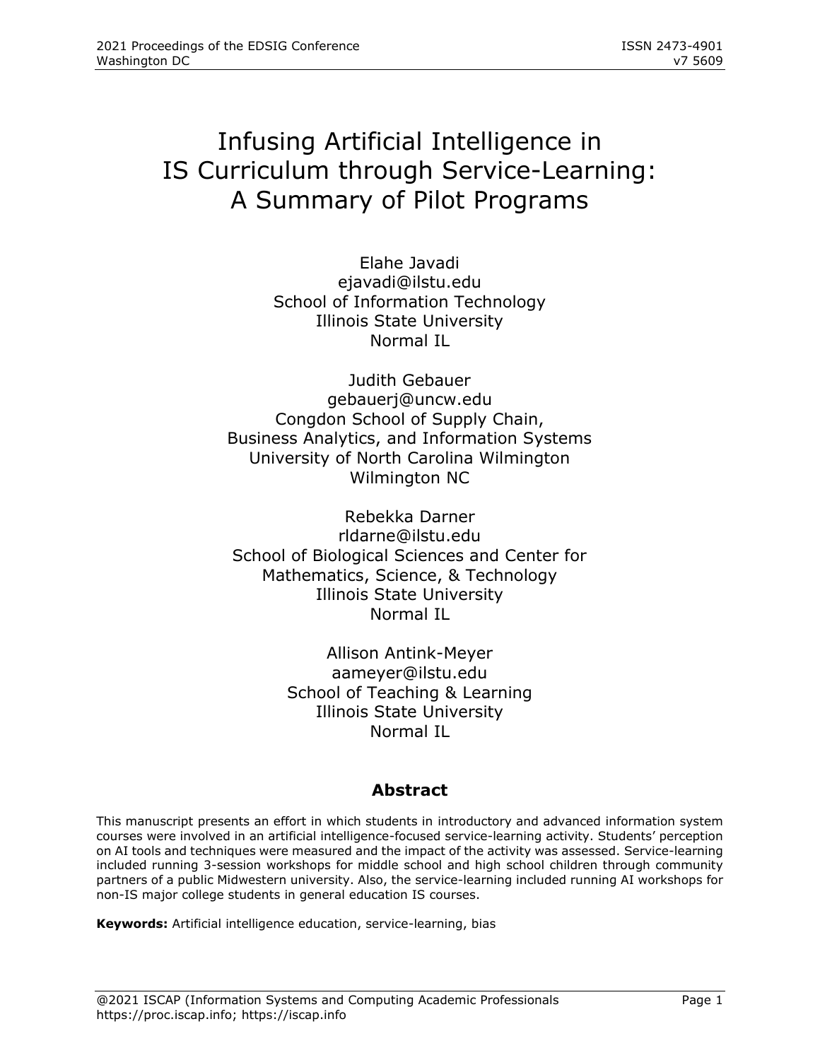# Infusing Artificial Intelligence in IS Curriculum through Service-Learning: A Summary of Pilot Programs

Elahe Javadi
ejavadi@ilstu.edu
School of Information Technology
Illinois State University
Normal IL

Judith Gebauer
gebauerj@uncw.edu
Congdon School of Supply Chain,
Business Analytics, and Information Systems
University of North Carolina Wilmington
Wilmington NC

Rebekka Darner
rldarne@ilstu.edu
School of Biological Sciences and Center for
Mathematics, Science, & Technology
Illinois State University
Normal IL

Allison Antink-Meyer
aameyer@ilstu.edu
School of Teaching & Learning
Illinois State University
Normal IL

## Abstract

This manuscript presents an effort in which students in introductory and advanced information system courses were involved in an artificial intelligence-focused service-learning activity. Students' perception on AI tools and techniques were measured and the impact of the activity was assessed. Service-learning included running 3-session workshops for middle school and high school children through community partners of a public Midwestern university. Also, the service-learning included running AI workshops for non-IS major college students in general education IS courses.

**Keywords:** Artificial intelligence education, service-learning, bias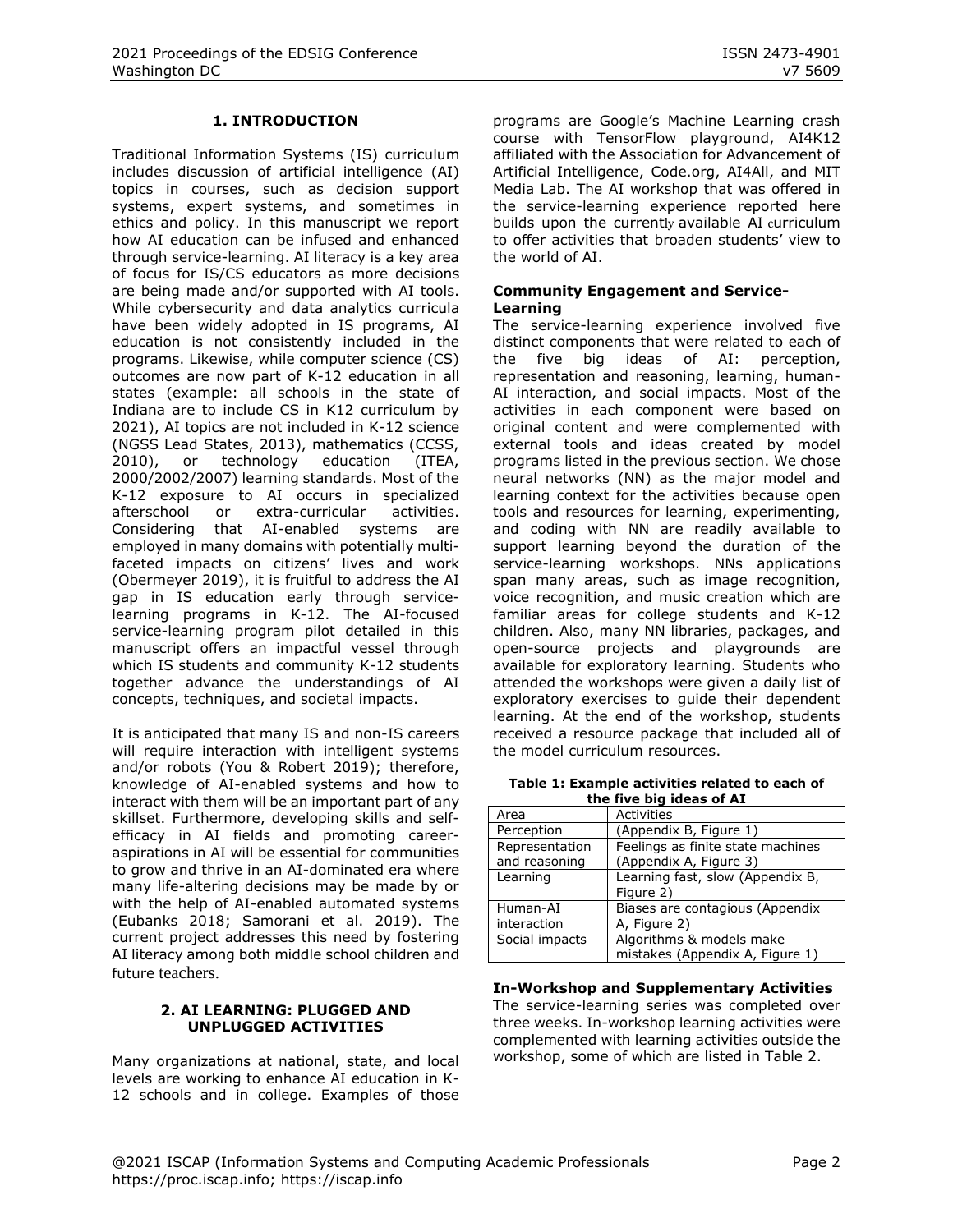## 1. INTRODUCTION

Traditional Information Systems (IS) curriculum includes discussion of artificial intelligence (AI) topics in courses, such as decision support systems, expert systems, and sometimes in ethics and policy. In this manuscript we report how AI education can be infused and enhanced through service-learning. AI literacy is a key area of focus for IS/CS educators as more decisions are being made and/or supported with AI tools. While cybersecurity and data analytics curricula have been widely adopted in IS programs, AI education is not consistently included in the programs. Likewise, while computer science (CS) outcomes are now part of K-12 education in all states (example: all schools in the state of Indiana are to include CS in K12 curriculum by 2021), AI topics are not included in K-12 science (NGSS Lead States, 2013), mathematics (CCSS, 2010), or technology education (ITEA, 2000/2002/2007) learning standards. Most of the K-12 exposure to AI occurs in specialized afterschool or extra-curricular activities. Considering that AI-enabled systems are employed in many domains with potentially multi-faceted impacts on citizens' lives and work (Obermeyer 2019), it is fruitful to address the AI gap in IS education early through service-learning programs in K-12. The AI-focused service-learning program pilot detailed in this manuscript offers an impactful vessel through which IS students and community K-12 students together advance the understandings of AI concepts, techniques, and societal impacts.

It is anticipated that many IS and non-IS careers will require interaction with intelligent systems and/or robots (You & Robert 2019); therefore, knowledge of AI-enabled systems and how to interact with them will be an important part of any skillset. Furthermore, developing skills and self-efficacy in AI fields and promoting career-aspirations in AI will be essential for communities to grow and thrive in an AI-dominated era where many life-altering decisions may be made by or with the help of AI-enabled automated systems (Eubanks 2018; Samorani et al. 2019). The current project addresses this need by fostering AI literacy among both middle school children and future teachers.

## 2. AI LEARNING: PLUGGED AND UNPLUGGED ACTIVITIES

Many organizations at national, state, and local levels are working to enhance AI education in K-12 schools and in college. Examples of those programs are Google's Machine Learning crash course with TensorFlow playground, AI4K12 affiliated with the Association for Advancement of Artificial Intelligence, Code.org, AI4All, and MIT Media Lab. The AI workshop that was offered in the service-learning experience reported here builds upon the currently available AI curriculum to offer activities that broaden students' view to the world of AI.

### Community Engagement and Service-Learning

The service-learning experience involved five distinct components that were related to each of the five big ideas of AI: perception, representation and reasoning, learning, human-AI interaction, and social impacts. Most of the activities in each component were based on original content and were complemented with external tools and ideas created by model programs listed in the previous section. We chose neural networks (NN) as the major model and learning context for the activities because open tools and resources for learning, experimenting, and coding with NN are readily available to support learning beyond the duration of the service-learning workshops. NNs applications span many areas, such as image recognition, voice recognition, and music creation which are familiar areas for college students and K-12 children. Also, many NN libraries, packages, and open-source projects and playgrounds are available for exploratory learning. Students who attended the workshops were given a daily list of exploratory exercises to guide their dependent learning. At the end of the workshop, students received a resource package that included all of the model curriculum resources.

**Table 1: Example activities related to each of the five big ideas of AI**

| Area | Activities |
|---|---|
| Perception | (Appendix B, Figure 1) |
| Representation and reasoning | Feelings as finite state machines (Appendix A, Figure 3) |
| Learning | Learning fast, slow (Appendix B, Figure 2) |
| Human-AI interaction | Biases are contagious (Appendix A, Figure 2) |
| Social impacts | Algorithms & models make mistakes (Appendix A, Figure 1) |

### In-Workshop and Supplementary Activities

The service-learning series was completed over three weeks. In-workshop learning activities were complemented with learning activities outside the workshop, some of which are listed in Table 2.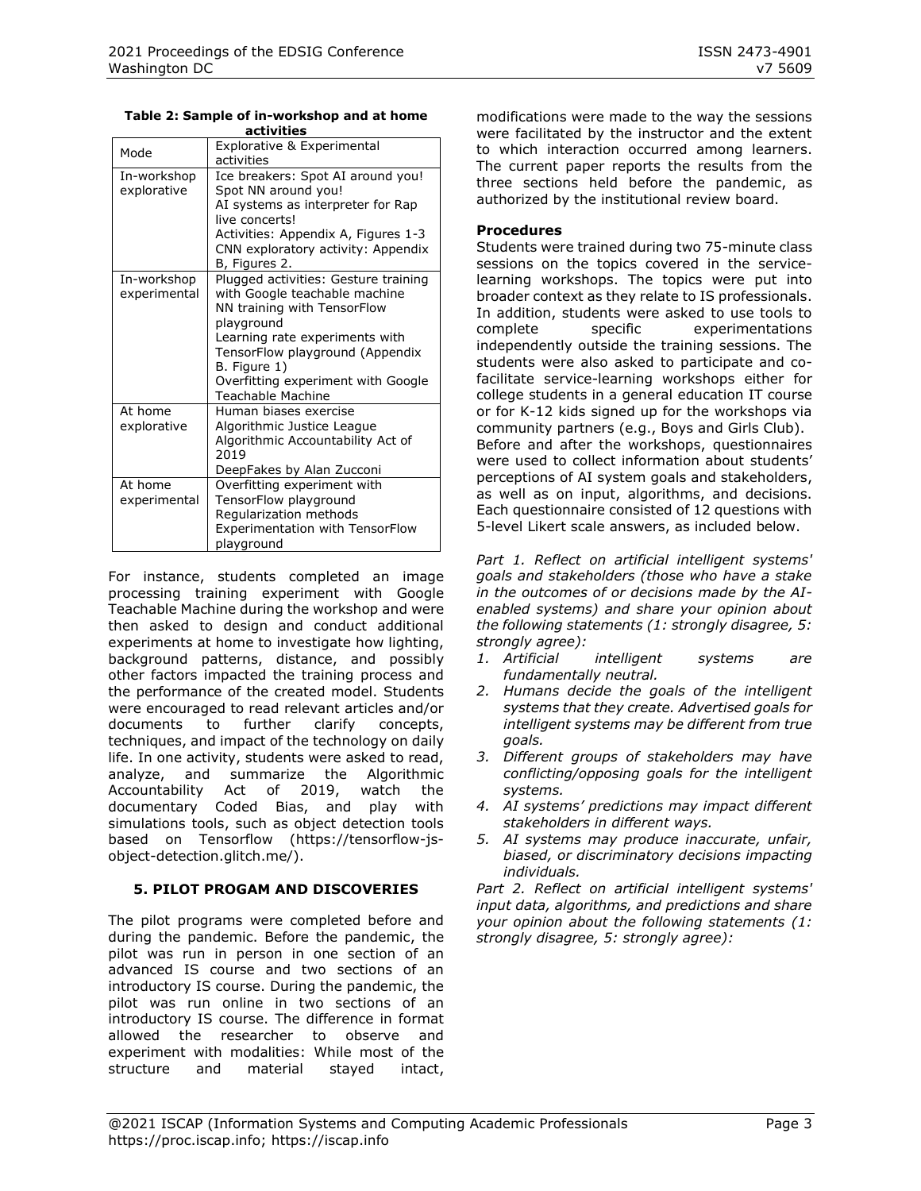**Table 2: Sample of in-workshop and at home activities**

| Mode | Explorative & Experimental activities |
|---|---|
| In-workshop explorative | Ice breakers: Spot AI around you! Spot NN around you! AI systems as interpreter for Rap live concerts! Activities: Appendix A, Figures 1-3 CNN exploratory activity: Appendix B, Figures 2. |
| In-workshop experimental | Plugged activities: Gesture training with Google teachable machine NN training with TensorFlow playground Learning rate experiments with TensorFlow playground (Appendix B. Figure 1) Overfitting experiment with Google Teachable Machine |
| At home explorative | Human biases exercise Algorithmic Justice League Algorithmic Accountability Act of 2019 DeepFakes by Alan Zucconi |
| At home experimental | Overfitting experiment with TensorFlow playground Regularization methods Experimentation with TensorFlow playground |

For instance, students completed an image processing training experiment with Google Teachable Machine during the workshop and were then asked to design and conduct additional experiments at home to investigate how lighting, background patterns, distance, and possibly other factors impacted the training process and the performance of the created model. Students were encouraged to read relevant articles and/or documents to further clarify concepts, techniques, and impact of the technology on daily life. In one activity, students were asked to read, analyze, and summarize the Algorithmic Accountability Act of 2019, watch the documentary Coded Bias, and play with simulations tools, such as object detection tools based on Tensorflow (https://tensorflow-js-object-detection.glitch.me/).

## 5. PILOT PROGAM AND DISCOVERIES

The pilot programs were completed before and during the pandemic. Before the pandemic, the pilot was run in person in one section of an advanced IS course and two sections of an introductory IS course. During the pandemic, the pilot was run online in two sections of an introductory IS course. The difference in format allowed the researcher to observe and experiment with modalities: While most of the structure and material stayed intact, modifications were made to the way the sessions were facilitated by the instructor and the extent to which interaction occurred among learners. The current paper reports the results from the three sections held before the pandemic, as authorized by the institutional review board.

### Procedures

Students were trained during two 75-minute class sessions on the topics covered in the service-learning workshops. The topics were put into broader context as they relate to IS professionals. In addition, students were asked to use tools to complete specific experimentations independently outside the training sessions. The students were also asked to participate and co-facilitate service-learning workshops either for college students in a general education IT course or for K-12 kids signed up for the workshops via community partners (e.g., Boys and Girls Club). Before and after the workshops, questionnaires were used to collect information about students' perceptions of AI system goals and stakeholders, as well as on input, algorithms, and decisions. Each questionnaire consisted of 12 questions with 5-level Likert scale answers, as included below.

*Part 1. Reflect on artificial intelligent systems' goals and stakeholders (those who have a stake in the outcomes of or decisions made by the AI-enabled systems) and share your opinion about the following statements (1: strongly disagree, 5: strongly agree):*

1. *Artificial intelligent systems are fundamentally neutral.*
2. *Humans decide the goals of the intelligent systems that they create. Advertised goals for intelligent systems may be different from true goals.*
3. *Different groups of stakeholders may have conflicting/opposing goals for the intelligent systems.*
4. *AI systems' predictions may impact different stakeholders in different ways.*
5. *AI systems may produce inaccurate, unfair, biased, or discriminatory decisions impacting individuals.*

*Part 2. Reflect on artificial intelligent systems' input data, algorithms, and predictions and share your opinion about the following statements (1: strongly disagree, 5: strongly agree):*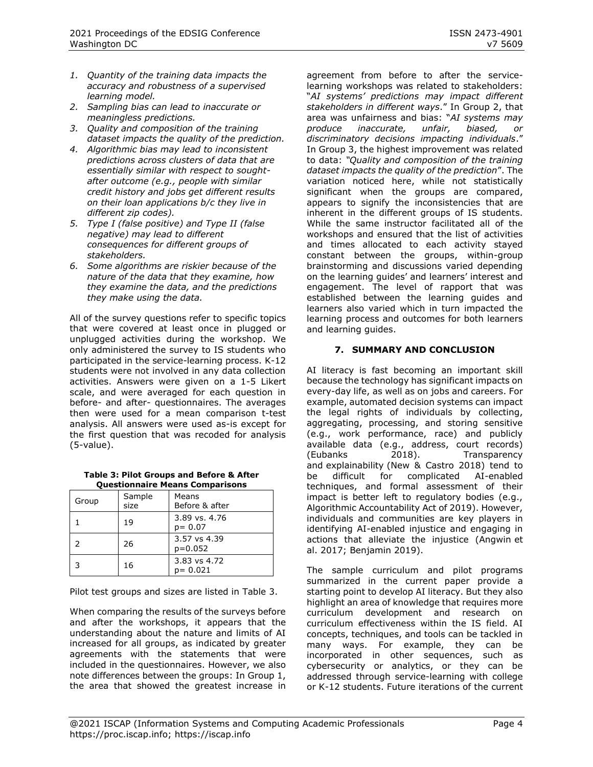1. *Quantity of the training data impacts the accuracy and robustness of a supervised learning model.*
2. *Sampling bias can lead to inaccurate or meaningless predictions.*
3. *Quality and composition of the training dataset impacts the quality of the prediction.*
4. *Algorithmic bias may lead to inconsistent predictions across clusters of data that are essentially similar with respect to sought-after outcome (e.g., people with similar credit history and jobs get different results on their loan applications b/c they live in different zip codes).*
5. *Type I (false positive) and Type II (false negative) may lead to different consequences for different groups of stakeholders.*
6. *Some algorithms are riskier because of the nature of the data that they examine, how they examine the data, and the predictions they make using the data.*

All of the survey questions refer to specific topics that were covered at least once in plugged or unplugged activities during the workshop. We only administered the survey to IS students who participated in the service-learning process. K-12 students were not involved in any data collection activities. Answers were given on a 1-5 Likert scale, and were averaged for each question in before- and after- questionnaires. The averages then were used for a mean comparison t-test analysis. All answers were used as-is except for the first question that was recoded for analysis (5-value).

**Table 3: Pilot Groups and Before & After Questionnaire Means Comparisons**

| Group | Sample size | Means Before & after |
|---|---|---|
| 1 | 19 | 3.89 vs. 4.76 p= 0.07 |
| 2 | 26 | 3.57 vs 4.39 p=0.052 |
| 3 | 16 | 3.83 vs 4.72 p= 0.021 |

Pilot test groups and sizes are listed in Table 3.

When comparing the results of the surveys before and after the workshops, it appears that the understanding about the nature and limits of AI increased for all groups, as indicated by greater agreements with the statements that were included in the questionnaires. However, we also note differences between the groups: In Group 1, the area that showed the greatest increase in agreement from before to after the service-learning workshops was related to stakeholders: "*AI systems' predictions may impact different stakeholders in different ways*." In Group 2, that area was unfairness and bias: "*AI systems may produce inaccurate, unfair, biased, or discriminatory decisions impacting individuals*." In Group 3, the highest improvement was related to data: *"Quality and composition of the training dataset impacts the quality of the prediction*". The variation noticed here, while not statistically significant when the groups are compared, appears to signify the inconsistencies that are inherent in the different groups of IS students. While the same instructor facilitated all of the workshops and ensured that the list of activities and times allocated to each activity stayed constant between the groups, within-group brainstorming and discussions varied depending on the learning guides' and learners' interest and engagement. The level of rapport that was established between the learning guides and learners also varied which in turn impacted the learning process and outcomes for both learners and learning guides.

## 7. SUMMARY AND CONCLUSION

AI literacy is fast becoming an important skill because the technology has significant impacts on every-day life, as well as on jobs and careers. For example, automated decision systems can impact the legal rights of individuals by collecting, aggregating, processing, and storing sensitive (e.g., work performance, race) and publicly available data (e.g., address, court records) (Eubanks 2018). Transparency and explainability (New & Castro 2018) tend to be difficult for complicated AI-enabled techniques, and formal assessment of their impact is better left to regulatory bodies (e.g., Algorithmic Accountability Act of 2019). However, individuals and communities are key players in identifying AI-enabled injustice and engaging in actions that alleviate the injustice (Angwin et al. 2017; Benjamin 2019).

The sample curriculum and pilot programs summarized in the current paper provide a starting point to develop AI literacy. But they also highlight an area of knowledge that requires more curriculum development and research on curriculum effectiveness within the IS field. AI concepts, techniques, and tools can be tackled in many ways. For example, they can be incorporated in other sequences, such as cybersecurity or analytics, or they can be addressed through service-learning with college or K-12 students. Future iterations of the current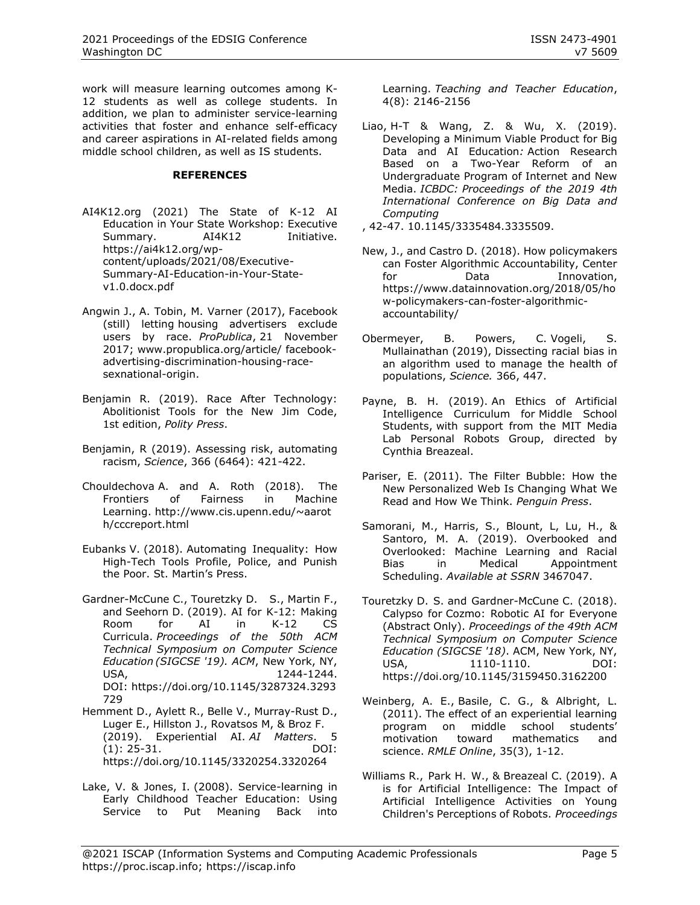work will measure learning outcomes among K-12 students as well as college students. In addition, we plan to administer service-learning activities that foster and enhance self-efficacy and career aspirations in AI-related fields among middle school children, as well as IS students.

## REFERENCES

AI4K12.org (2021) The State of K-12 AI Education in Your State Workshop: Executive Summary. AI4K12 Initiative. https://ai4k12.org/wp-content/uploads/2021/08/Executive-Summary-AI-Education-in-Your-State-v1.0.docx.pdf

Angwin J., A. Tobin, M. Varner (2017), Facebook (still) letting housing advertisers exclude users by race. *ProPublica*, 21 November 2017; www.propublica.org/article/ facebook-advertising-discrimination-housing-race-sexnational-origin.

Benjamin R. (2019). Race After Technology: Abolitionist Tools for the New Jim Code, 1st edition, *Polity Press*.

Benjamin, R (2019). Assessing risk, automating racism, *Science*, 366 (6464): 421-422.

Chouldechova A. and A. Roth (2018). The Frontiers of Fairness in Machine Learning. http://www.cis.upenn.edu/~aaroth/cccreport.html

Eubanks V. (2018). Automating Inequality: How High-Tech Tools Profile, Police, and Punish the Poor. St. Martin's Press.

Gardner-McCune C., Touretzky D. S., Martin F., and Seehorn D. (2019). AI for K-12: Making Room for AI in K-12 CS Curricula. *Proceedings of the 50th ACM Technical Symposium on Computer Science Education (SIGCSE '19). ACM*, New York, NY, USA, 1244-1244. DOI: https://doi.org/10.1145/3287324.3293729

Hemment D., Aylett R., Belle V., Murray-Rust D., Luger E., Hillston J., Rovatsos M, & Broz F. (2019). Experiential AI. *AI Matters*. 5 (1): 25-31. DOI: https://doi.org/10.1145/3320254.3320264

Lake, V. & Jones, I. (2008). Service-learning in Early Childhood Teacher Education: Using Service to Put Meaning Back into Learning. *Teaching and Teacher Education*, 4(8): 2146-2156

Liao, H-T & Wang, Z. & Wu, X. (2019). Developing a Minimum Viable Product for Big Data and AI Education*:* Action Research Based on a Two-Year Reform of an Undergraduate Program of Internet and New Media. *ICBDC: Proceedings of the 2019 4th International Conference on Big Data and Computing*
, 42-47. 10.1145/3335484.3335509.

New, J., and Castro D. (2018). How policymakers can Foster Algorithmic Accountability, Center for Data Innovation, https://www.datainnovation.org/2018/05/how-policymakers-can-foster-algorithmic-accountability/

Obermeyer, B. Powers, C. Vogeli, S. Mullainathan (2019), Dissecting racial bias in an algorithm used to manage the health of populations, *Science.* 366, 447.

Payne, B. H. (2019). An Ethics of Artificial Intelligence Curriculum for Middle School Students, with support from the MIT Media Lab Personal Robots Group, directed by Cynthia Breazeal.

Pariser, E. (2011). The Filter Bubble: How the New Personalized Web Is Changing What We Read and How We Think. *Penguin Press*.

Samorani, M., Harris, S., Blount, L, Lu, H., & Santoro, M. A. (2019). Overbooked and Overlooked: Machine Learning and Racial Bias in Medical Appointment Scheduling. *Available at SSRN* 3467047.

Touretzky D. S. and Gardner-McCune C. (2018). Calypso for Cozmo: Robotic AI for Everyone (Abstract Only). *Proceedings of the 49th ACM Technical Symposium on Computer Science Education (SIGCSE '18)*. ACM, New York, NY, USA, 1110-1110. DOI: https://doi.org/10.1145/3159450.3162200

Weinberg, A. E., Basile, C. G., & Albright, L. (2011). The effect of an experiential learning program on middle school students' motivation toward mathematics and science. *RMLE Online*, 35(3), 1-12.

Williams R., Park H. W., & Breazeal C. (2019). A is for Artificial Intelligence: The Impact of Artificial Intelligence Activities on Young Children's Perceptions of Robots. *Proceedings*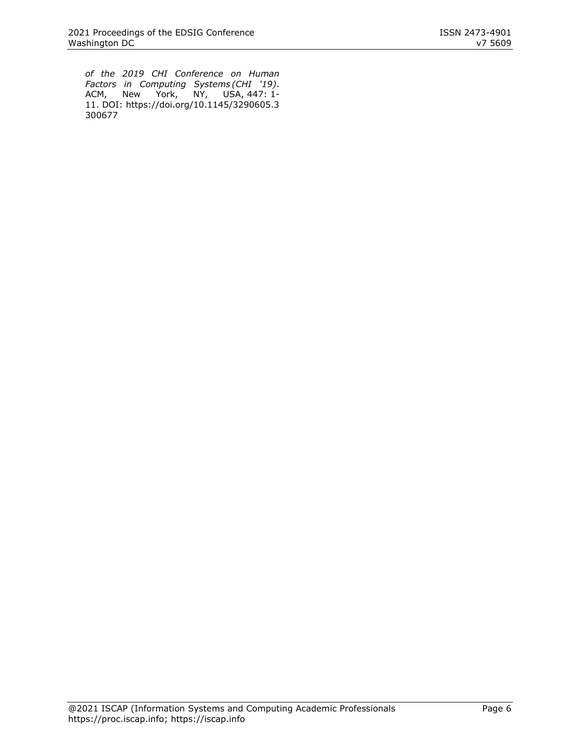*of the 2019 CHI Conference on Human Factors in Computing Systems (CHI '19)*. ACM, New York, NY, USA, 447: 1-11. DOI: https://doi.org/10.1145/3290605.3300677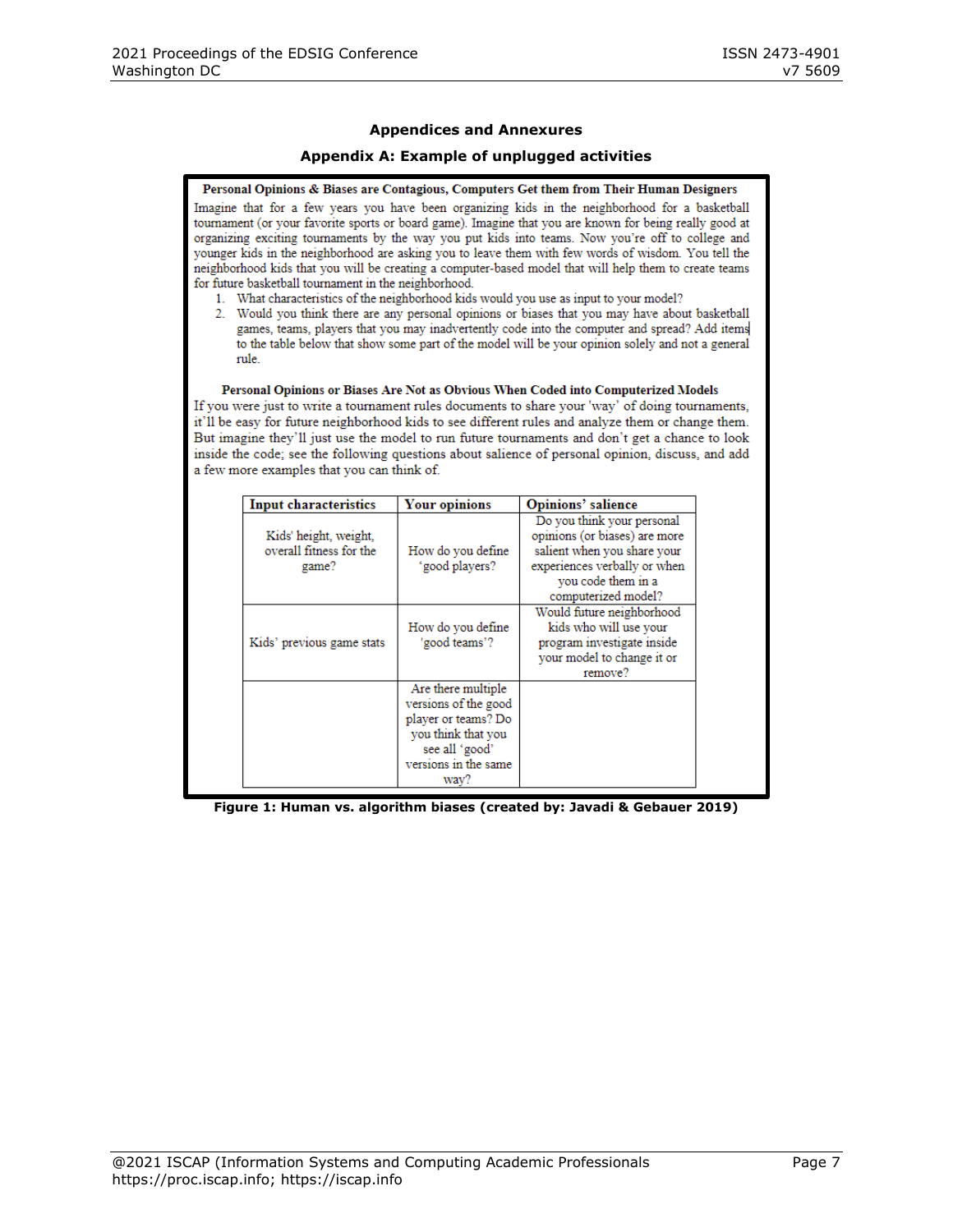## Appendices and Annexures

### Appendix A: Example of unplugged activities

**Personal Opinions & Biases are Contagious, Computers Get them from Their Human Designers**

Imagine that for a few years you have been organizing kids in the neighborhood for a basketball tournament (or your favorite sports or board game). Imagine that you are known for being really good at organizing exciting tournaments by the way you put kids into teams. Now you're off to college and younger kids in the neighborhood are asking you to leave them with few words of wisdom. You tell the neighborhood kids that you will be creating a computer-based model that will help them to create teams for future basketball tournament in the neighborhood.

1. What characteristics of the neighborhood kids would you use as input to your model?
2. Would you think there are any personal opinions or biases that you may have about basketball games, teams, players that you may inadvertently code into the computer and spread? Add items to the table below that show some part of the model will be your opinion solely and not a general rule.

**Personal Opinions or Biases Are Not as Obvious When Coded into Computerized Models**

If you were just to write a tournament rules documents to share your 'way' of doing tournaments, it'll be easy for future neighborhood kids to see different rules and analyze them or change them. But imagine they'll just use the model to run future tournaments and don't get a chance to look inside the code; see the following questions about salience of personal opinion, discuss, and add a few more examples that you can think of.

| Input characteristics | Your opinions | Opinions' salience |
|---|---|---|
| Kids' height, weight, overall fitness for the game? | How do you define 'good players? | Do you think your personal opinions (or biases) are more salient when you share your experiences verbally or when you code them in a computerized model? |
| Kids' previous game stats | How do you define 'good teams'? | Would future neighborhood kids who will use your program investigate inside your model to change it or remove? |
| | Are there multiple versions of the good player or teams? Do you think that you see all 'good' versions in the same way? | |

**Figure 1: Human vs. algorithm biases (created by: Javadi & Gebauer 2019)**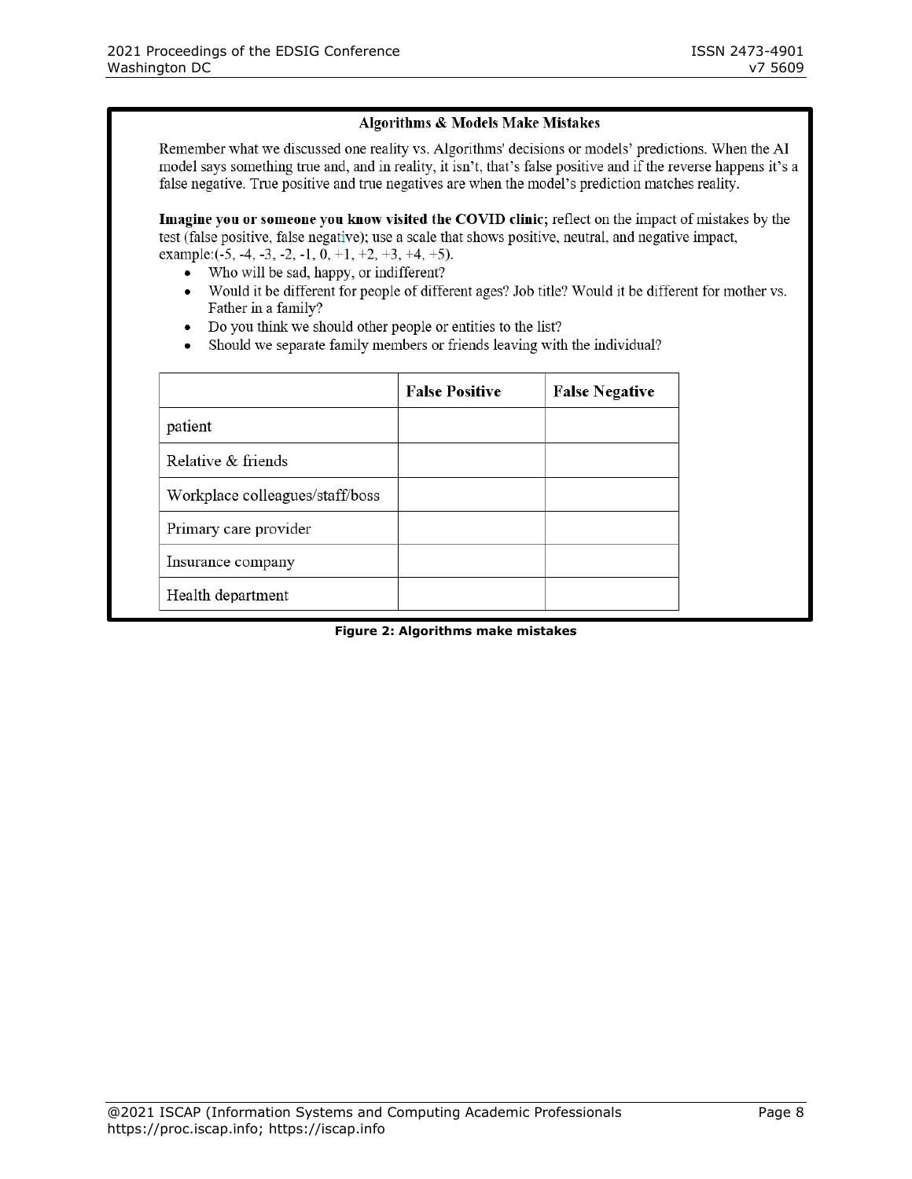**Algorithms & Models Make Mistakes**

Remember what we discussed one reality vs. Algorithms' decisions or models' predictions. When the AI model says something true and, and in reality, it isn't, that's false positive and if the reverse happens it's a false negative. True positive and true negatives are when the model's prediction matches reality.

**Imagine you or someone you know visited the COVID clinic**; reflect on the impact of mistakes by the test (false positive, false negative); use a scale that shows positive, neutral, and negative impact, example:(-5, -4, -3, -2, -1, 0, +1, +2, +3, +4, +5).

- Who will be sad, happy, or indifferent?
- Would it be different for people of different ages? Job title? Would it be different for mother vs. Father in a family?
- Do you think we should other people or entities to the list?
- Should we separate family members or friends leaving with the individual?

| | **False Positive** | **False Negative** |
|---|---|---|
| patient | | |
| Relative & friends | | |
| Workplace colleagues/staff/boss | | |
| Primary care provider | | |
| Insurance company | | |
| Health department | | |

**Figure 2: Algorithms make mistakes**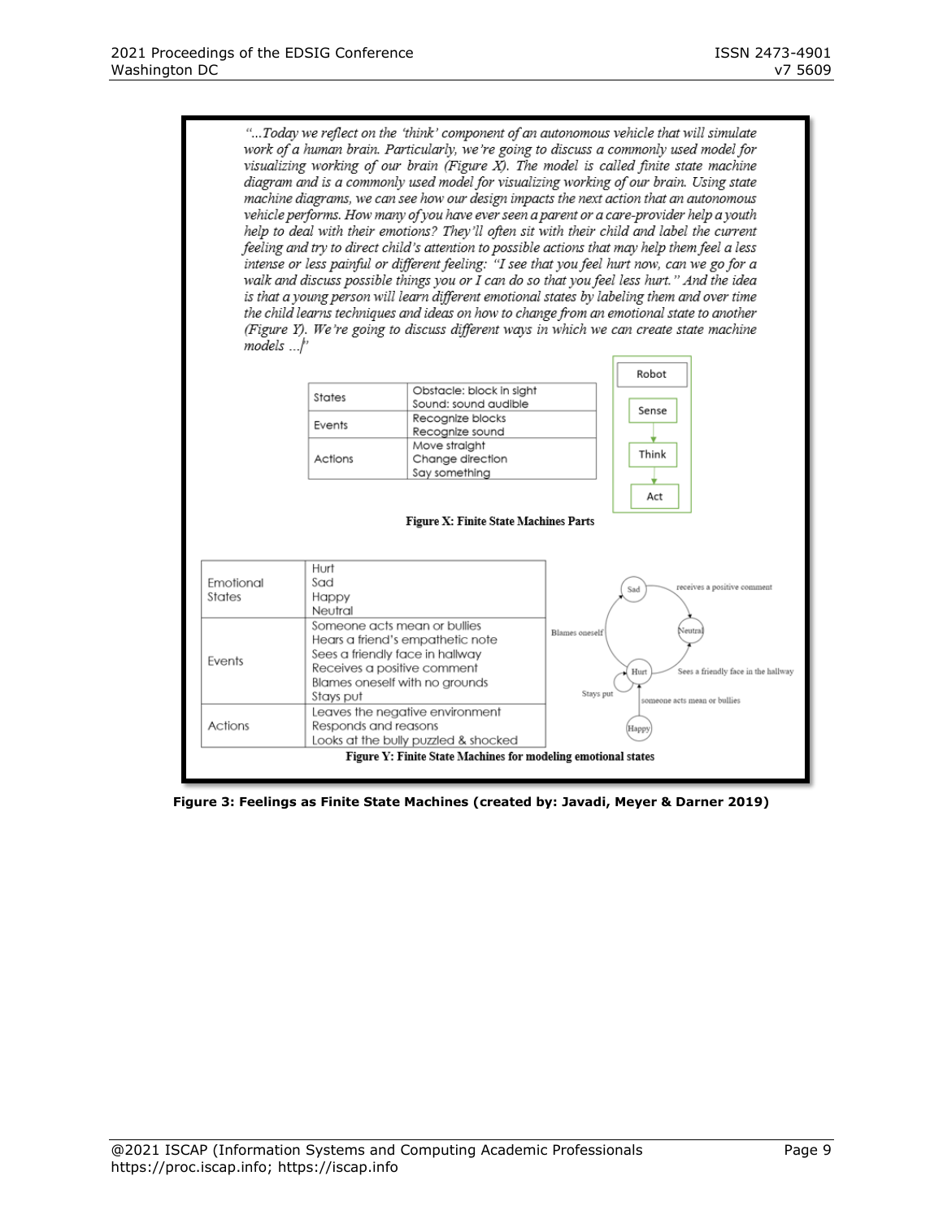*"...Today we reflect on the 'think' component of an autonomous vehicle that will simulate work of a human brain. Particularly, we're going to discuss a commonly used model for visualizing working of our brain (Figure X). The model is called finite state machine diagram and is a commonly used model for visualizing working of our brain. Using state machine diagrams, we can see how our design impacts the next action that an autonomous vehicle performs. How many of you have ever seen a parent or a care-provider help a youth help to deal with their emotions? They'll often sit with their child and label the current feeling and try to direct child's attention to possible actions that may help them feel a less intense or less painful or different feeling: "I see that you feel hurt now, can we go for a walk and discuss possible things you or I can do so that you feel less hurt." And the idea is that a young person will learn different emotional states by labeling them and over time the child learns techniques and ideas on how to change from an emotional state to another (Figure Y). We're going to discuss different ways in which we can create state machine models ...!"*

| | |
|---|---|
| States | Obstacle: block in sight<br>Sound: sound audible |
| Events | Recognize blocks<br>Recognize sound |
| Actions | Move straight<br>Change direction<br>Say something |

Robot: Sense → Think → Act

**Figure X: Finite State Machines Parts**

| | |
|---|---|
| Emotional States | Hurt<br>Sad<br>Happy<br>Neutral |
| Events | Someone acts mean or bullies<br>Hears a friend's empathetic note<br>Sees a friendly face in hallway<br>Receives a positive comment<br>Blames oneself with no grounds<br>Stays put |
| Actions | Leaves the negative environment<br>Responds and reasons<br>Looks at the bully puzzled & shocked |

Sad —receives a positive comment→ Neutral; Hurt —Sees a friendly face in the hallway→ Neutral; Hurt —Blames oneself→ Sad; Hurt —Stays put→ Hurt; Happy —someone acts mean or bullies→ Hurt

**Figure Y: Finite State Machines for modeling emotional states**

**Figure 3: Feelings as Finite State Machines (created by: Javadi, Meyer & Darner 2019)**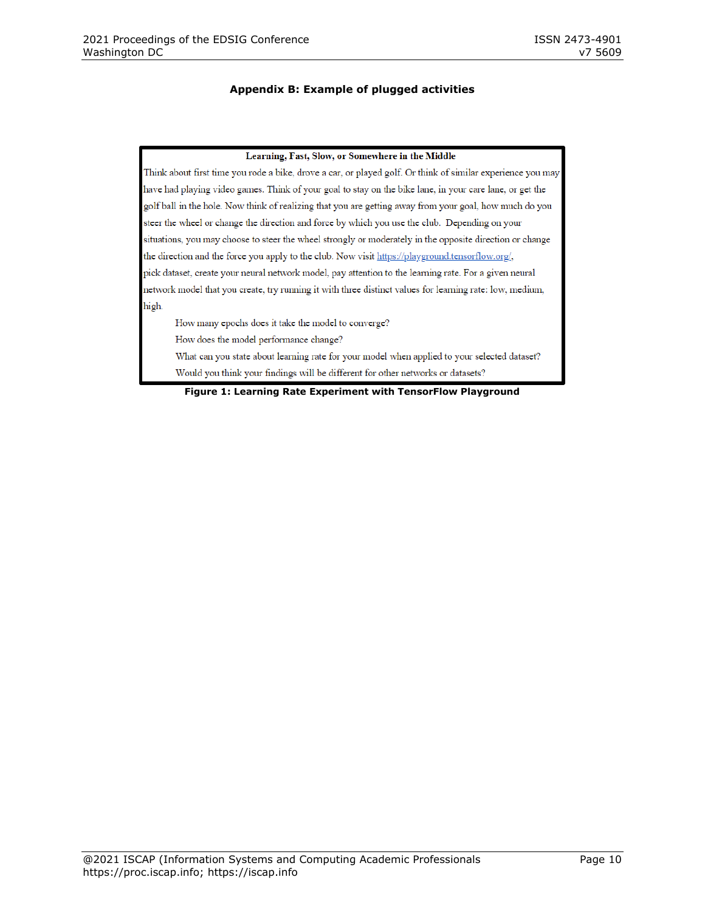## Appendix B: Example of plugged activities

**Learning, Fast, Slow, or Somewhere in the Middle**

Think about first time you rode a bike, drove a car, or played golf. Or think of similar experience you may have had playing video games. Think of your goal to stay on the bike lane, in your care lane, or get the golf ball in the hole. Now think of realizing that you are getting away from your goal, how much do you steer the wheel or change the direction and force by which you use the club. Depending on your situations, you may choose to steer the wheel strongly or moderately in the opposite direction or change the direction and the force you apply to the club. Now visit https://playground.tensorflow.org/, pick dataset, create your neural network model, pay attention to the learning rate. For a given neural network model that you create, try running it with three distinct values for learning rate: low, medium, high.

How many epochs does it take the model to converge?

How does the model performance change?

What can you state about learning rate for your model when applied to your selected dataset?

Would you think your findings will be different for other networks or datasets?

**Figure 1: Learning Rate Experiment with TensorFlow Playground**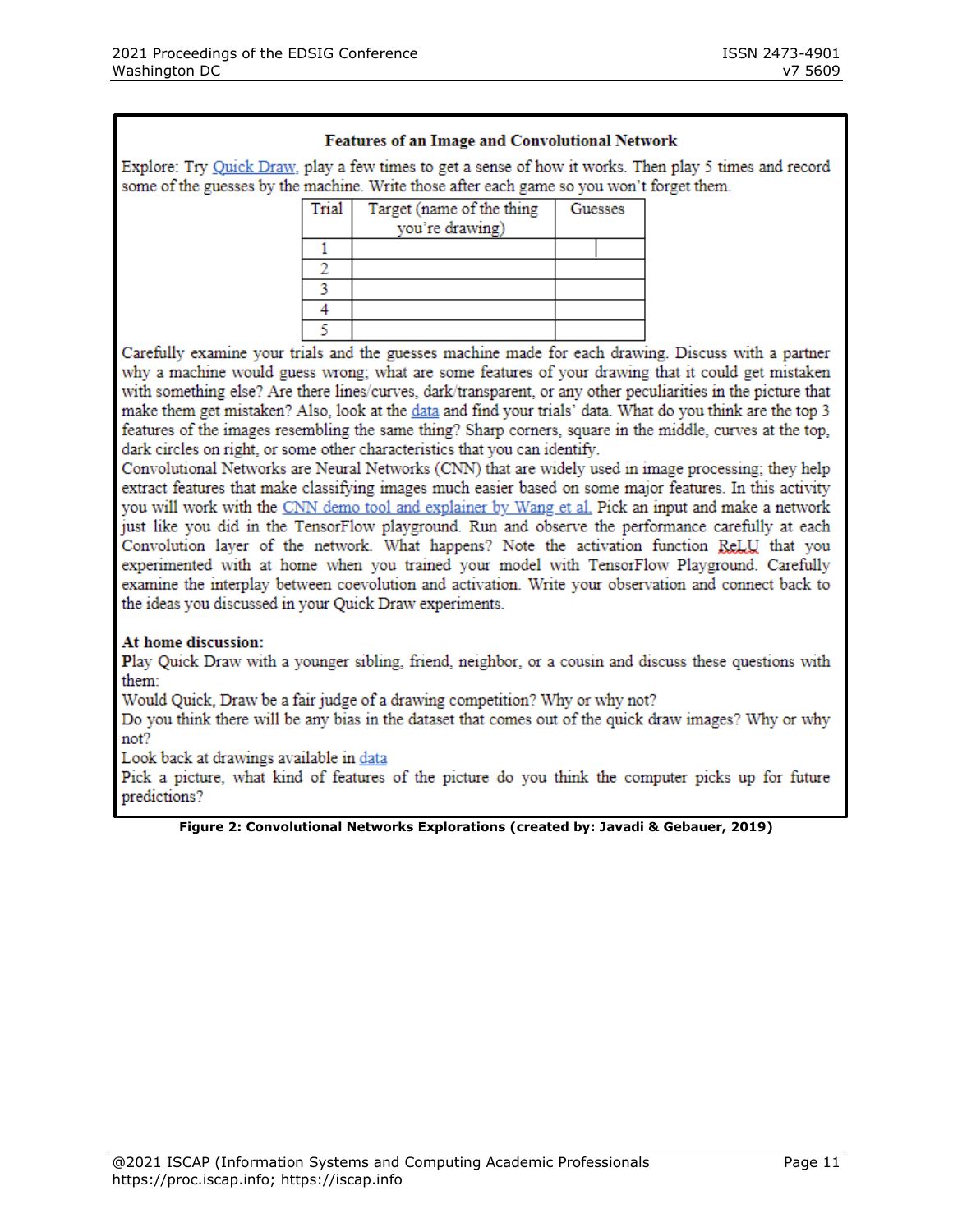**Features of an Image and Convolutional Network**

Explore: Try Quick Draw, play a few times to get a sense of how it works. Then play 5 times and record some of the guesses by the machine. Write those after each game so you won't forget them.

| Trial | Target (name of the thing you're drawing) | Guesses |
|---|---|---|
| 1 | | |
| 2 | | |
| 3 | | |
| 4 | | |
| 5 | | |

Carefully examine your trials and the guesses machine made for each drawing. Discuss with a partner why a machine would guess wrong; what are some features of your drawing that it could get mistaken with something else? Are there lines/curves, dark/transparent, or any other peculiarities in the picture that make them get mistaken? Also, look at the data and find your trials' data. What do you think are the top 3 features of the images resembling the same thing? Sharp corners, square in the middle, curves at the top, dark circles on right, or some other characteristics that you can identify.

Convolutional Networks are Neural Networks (CNN) that are widely used in image processing; they help extract features that make classifying images much easier based on some major features. In this activity you will work with the CNN demo tool and explainer by Wang et al. Pick an input and make a network just like you did in the TensorFlow playground. Run and observe the performance carefully at each Convolution layer of the network. What happens? Note the activation function ReLU that you experimented with at home when you trained your model with TensorFlow Playground. Carefully examine the interplay between coevolution and activation. Write your observation and connect back to the ideas you discussed in your Quick Draw experiments.

**At home discussion:**

Play Quick Draw with a younger sibling, friend, neighbor, or a cousin and discuss these questions with them:

Would Quick, Draw be a fair judge of a drawing competition? Why or why not?

Do you think there will be any bias in the dataset that comes out of the quick draw images? Why or why not?

Look back at drawings available in data

Pick a picture, what kind of features of the picture do you think the computer picks up for future predictions?

**Figure 2: Convolutional Networks Explorations (created by: Javadi & Gebauer, 2019)**